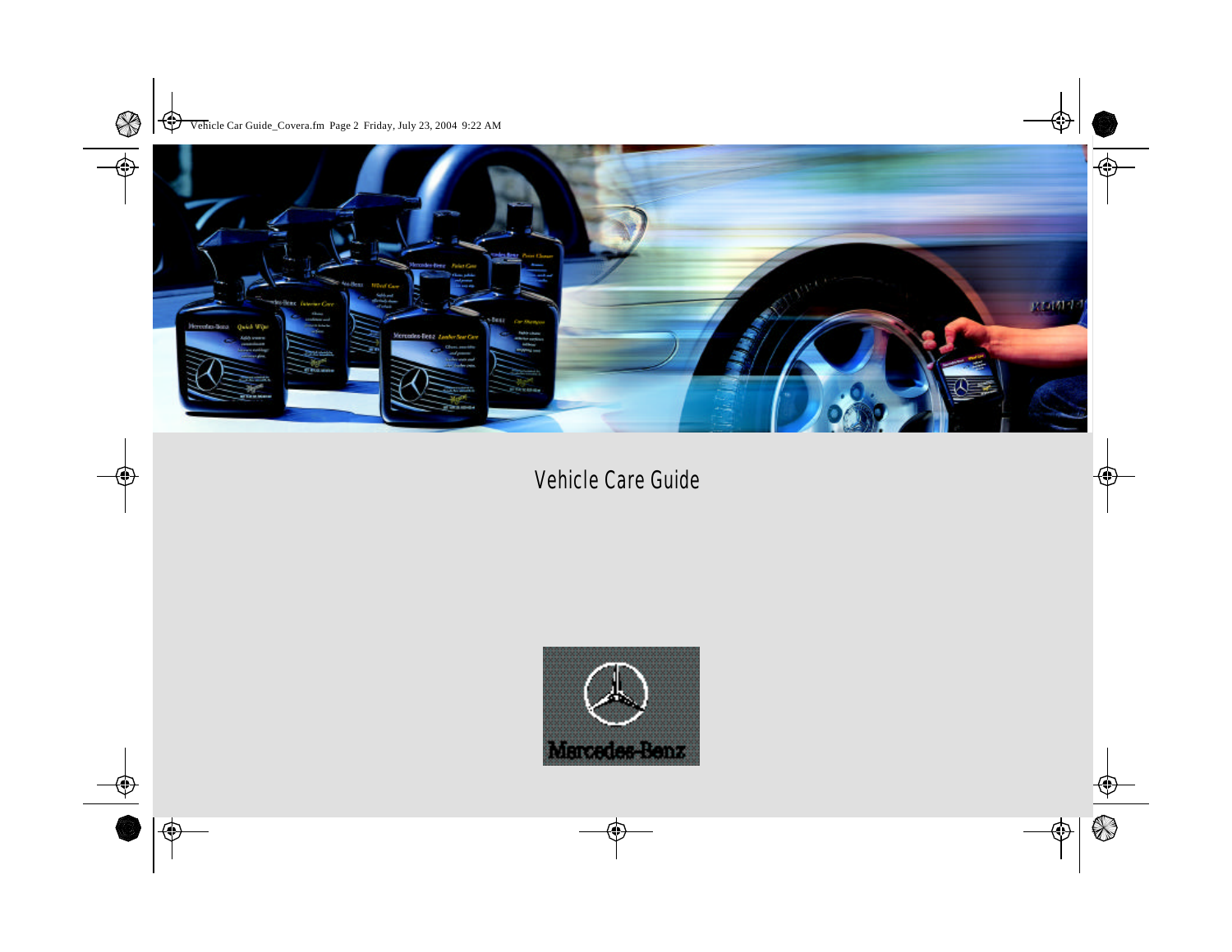# Vehicle Care Guide

Mercedes-Benz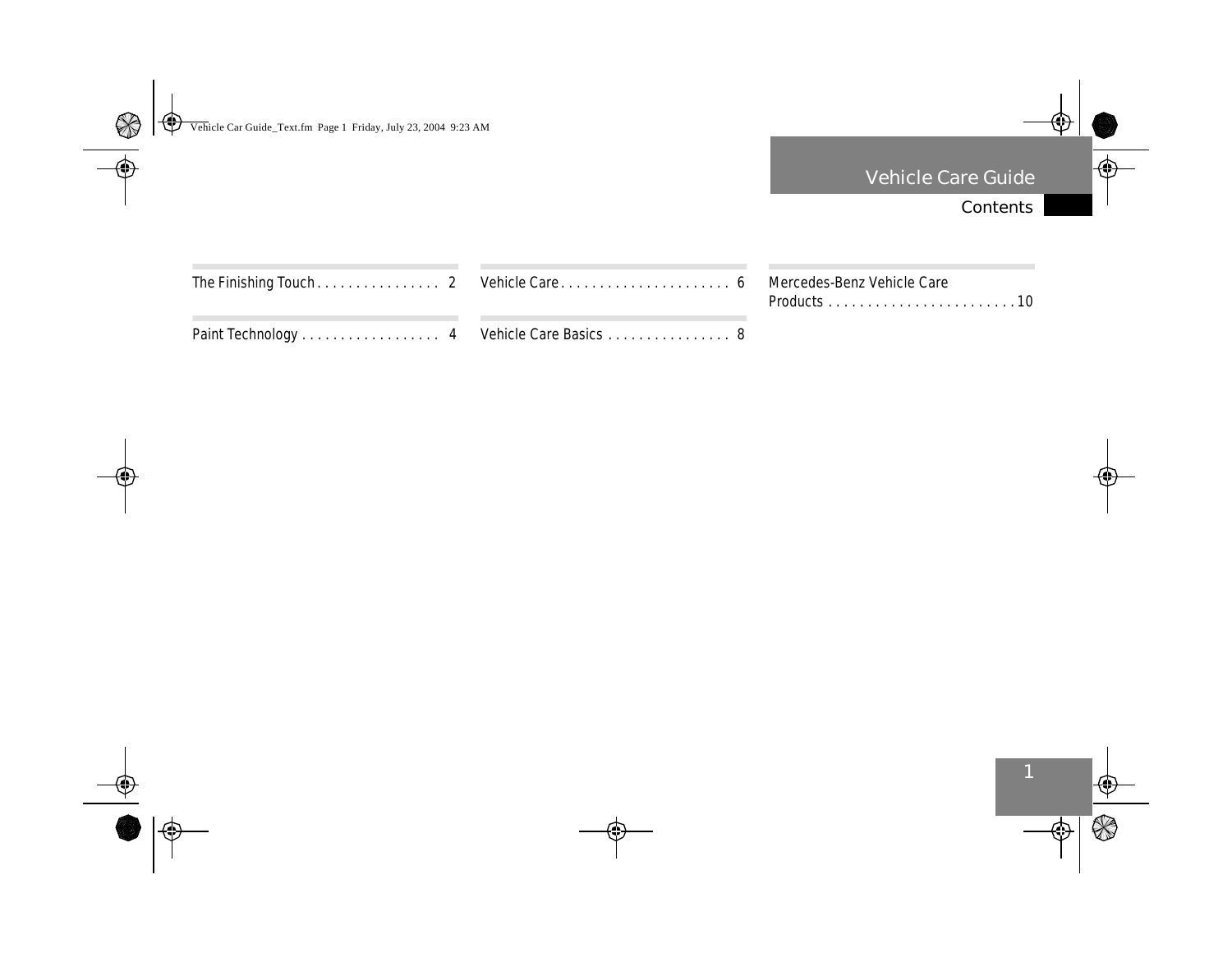# Vehicle Care Guide

## Contents

The Finishing Touch . . . . . . . . . . . . . . . . 2

Paint Technology . . . . . . . . . . . . . . . . . . 4

Vehicle Care . . . . . . . . . . . . . . . . . . . . . . 6

Vehicle Care Basics . . . . . . . . . . . . . . . . 8

Mercedes-Benz Vehicle Care Products . . . . . . . . . . . . . . . . . . . . . . . . 10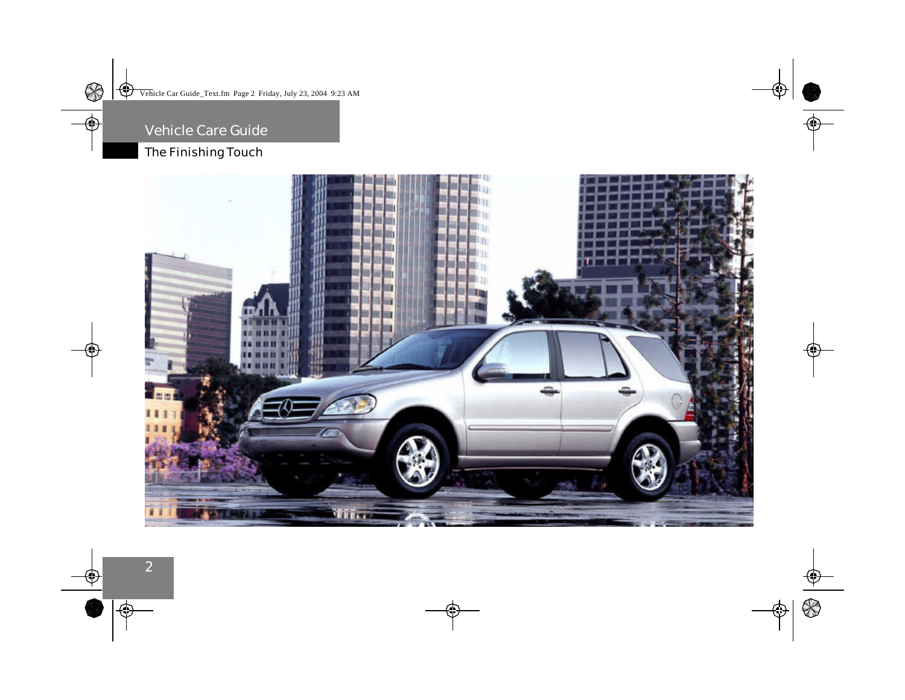# Vehicle Care Guide

## The Finishing Touch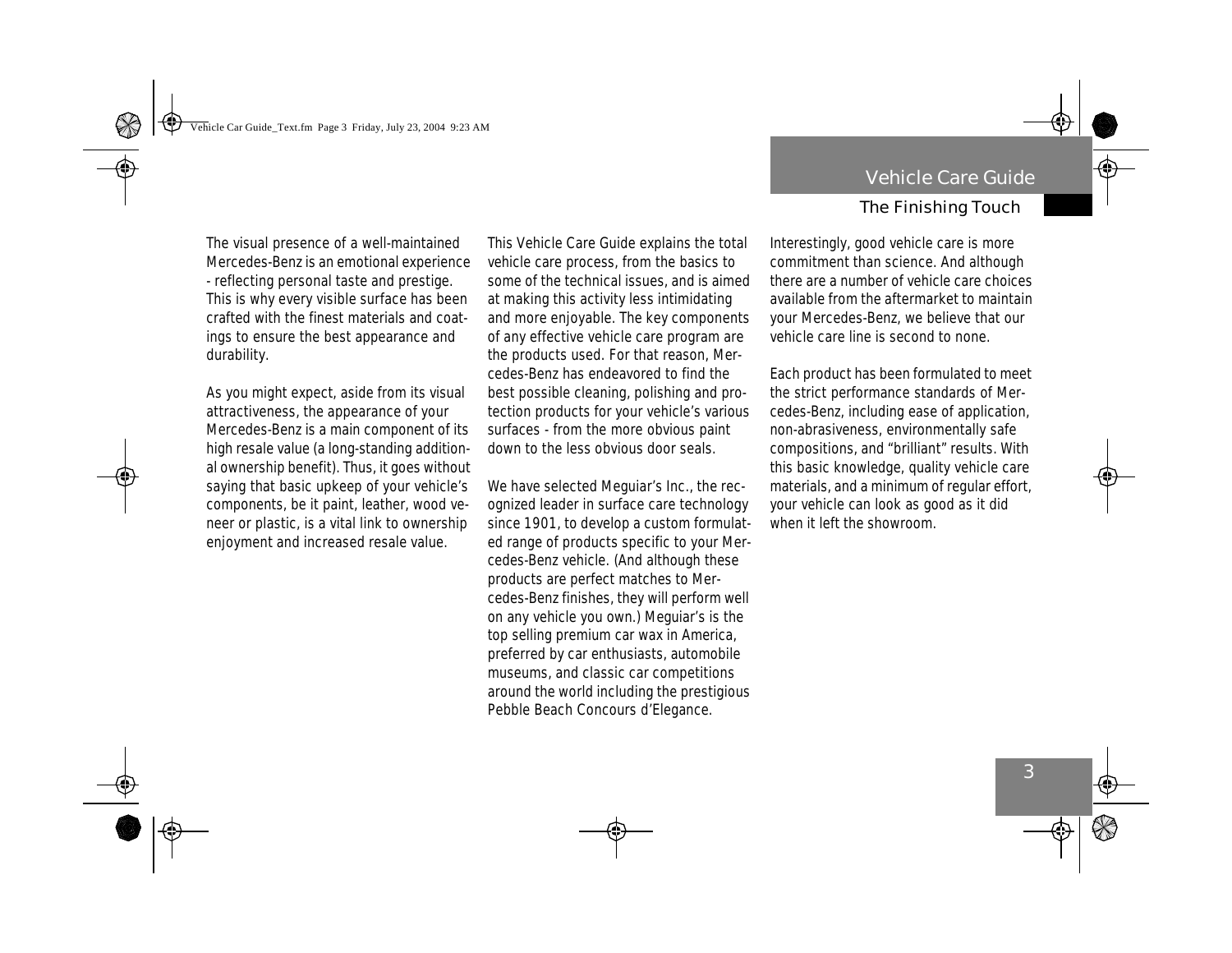## The Finishing Touch

The visual presence of a well-maintained Mercedes-Benz is an emotional experience - reflecting personal taste and prestige. This is why every visible surface has been crafted with the finest materials and coatings to ensure the best appearance and durability.

As you might expect, aside from its visual attractiveness, the appearance of your Mercedes-Benz is a main component of its high resale value (a long-standing additional ownership benefit). Thus, it goes without saying that basic upkeep of your vehicle's components, be it paint, leather, wood veneer or plastic, is a vital link to ownership enjoyment and increased resale value.

This Vehicle Care Guide explains the total vehicle care process, from the basics to some of the technical issues, and is aimed at making this activity less intimidating and more enjoyable. The key components of any effective vehicle care program are the products used. For that reason, Mercedes-Benz has endeavored to find the best possible cleaning, polishing and protection products for your vehicle's various surfaces - from the more obvious paint down to the less obvious door seals.

We have selected Meguiar's Inc., the recognized leader in surface care technology since 1901, to develop a custom formulated range of products specific to your Mercedes-Benz vehicle. (And although these products are perfect matches to Mercedes-Benz finishes, they will perform well on any vehicle you own.) Meguiar's is the top selling premium car wax in America, preferred by car enthusiasts, automobile museums, and classic car competitions around the world including the prestigious Pebble Beach Concours d'Elegance.

Interestingly, good vehicle care is more commitment than science. And although there are a number of vehicle care choices available from the aftermarket to maintain your Mercedes-Benz, we believe that our vehicle care line is second to none.

Each product has been formulated to meet the strict performance standards of Mercedes-Benz, including ease of application, non-abrasiveness, environmentally safe compositions, and "brilliant" results. With this basic knowledge, quality vehicle care materials, and a minimum of regular effort, your vehicle can look as good as it did when it left the showroom.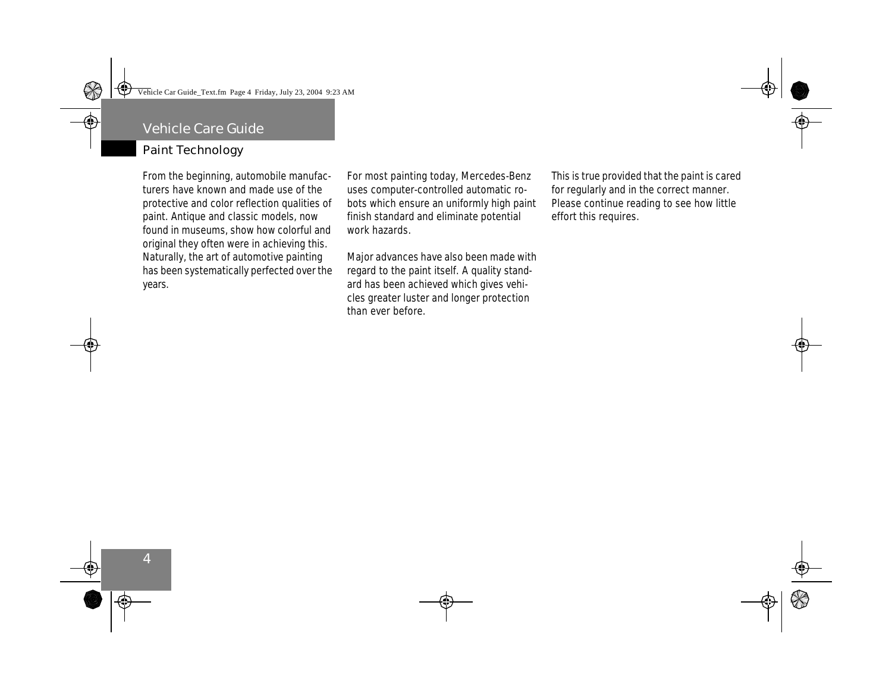# Vehicle Care Guide

## Paint Technology

From the beginning, automobile manufacturers have known and made use of the protective and color reflection qualities of paint. Antique and classic models, now found in museums, show how colorful and original they often were in achieving this. Naturally, the art of automotive painting has been systematically perfected over the years.

For most painting today, Mercedes-Benz uses computer-controlled automatic robots which ensure an uniformly high paint finish standard and eliminate potential work hazards.

Major advances have also been made with regard to the paint itself. A quality standard has been achieved which gives vehicles greater luster and longer protection than ever before.

This is true provided that the paint is cared for regularly and in the correct manner. Please continue reading to see how little effort this requires.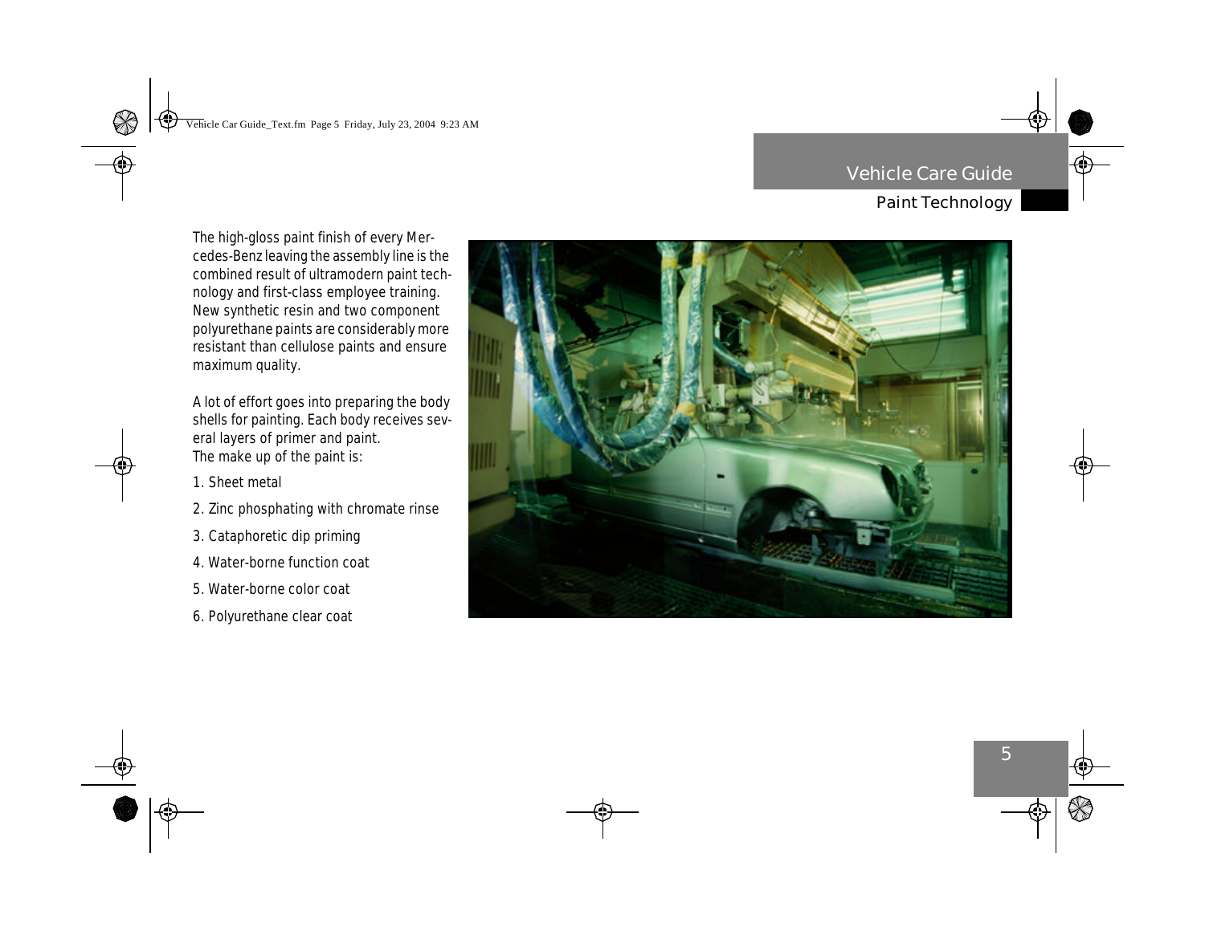The high-gloss paint finish of every Mercedes-Benz leaving the assembly line is the combined result of ultramodern paint technology and first-class employee training. New synthetic resin and two component polyurethane paints are considerably more resistant than cellulose paints and ensure maximum quality.

A lot of effort goes into preparing the body shells for painting. Each body receives several layers of primer and paint.
The make up of the paint is:

1. Sheet metal
2. Zinc phosphating with chromate rinse
3. Cataphoretic dip priming
4. Water-borne function coat
5. Water-borne color coat
6. Polyurethane clear coat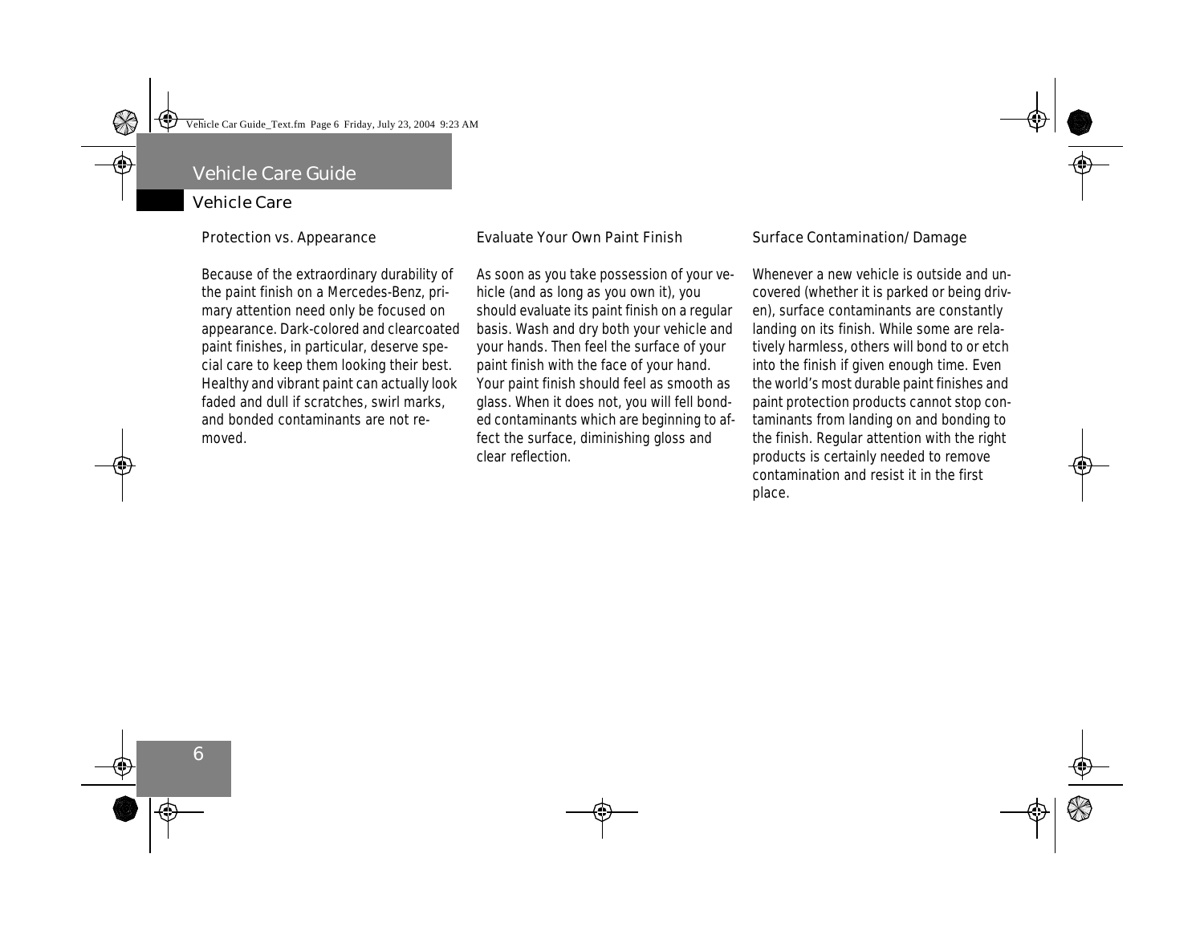# Vehicle Care Guide

## Vehicle Care

### Protection vs. Appearance

Because of the extraordinary durability of the paint finish on a Mercedes-Benz, primary attention need only be focused on appearance. Dark-colored and clearcoated paint finishes, in particular, deserve special care to keep them looking their best. Healthy and vibrant paint can actually look faded and dull if scratches, swirl marks, and bonded contaminants are not removed.

### Evaluate Your Own Paint Finish

As soon as you take possession of your vehicle (and as long as you own it), you should evaluate its paint finish on a regular basis. Wash and dry both your vehicle and your hands. Then feel the surface of your paint finish with the face of your hand. Your paint finish should feel as smooth as glass. When it does not, you will fell bonded contaminants which are beginning to affect the surface, diminishing gloss and clear reflection.

### Surface Contamination/Damage

Whenever a new vehicle is outside and uncovered (whether it is parked or being driven), surface contaminants are constantly landing on its finish. While some are relatively harmless, others will bond to or etch into the finish if given enough time. Even the world's most durable paint finishes and paint protection products cannot stop contaminants from landing on and bonding to the finish. Regular attention with the right products is certainly needed to remove contamination and resist it in the first place.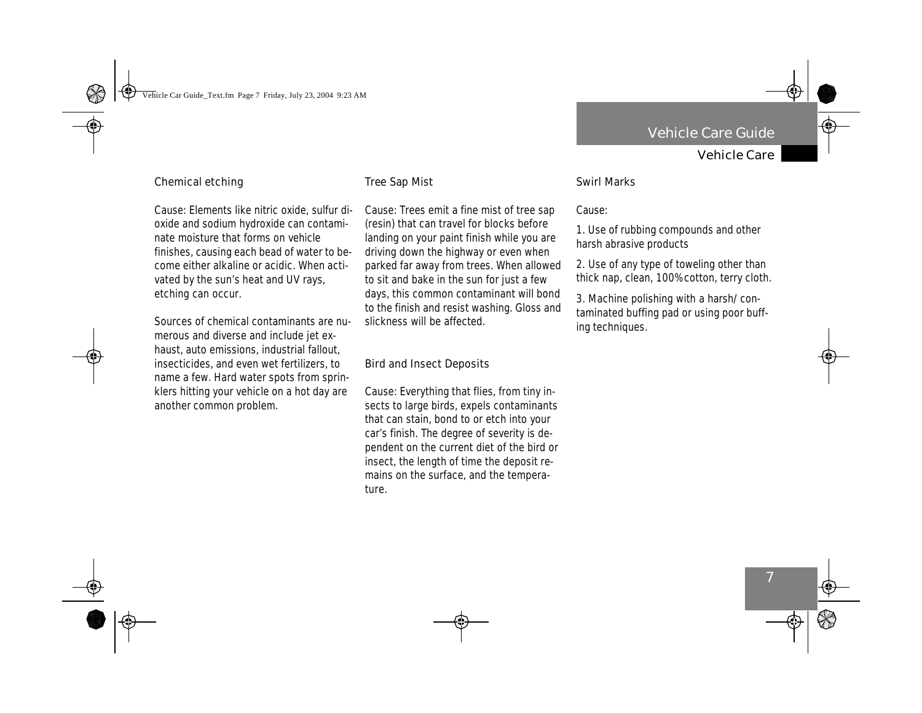### Chemical etching

Cause: Elements like nitric oxide, sulfur dioxide and sodium hydroxide can contaminate moisture that forms on vehicle finishes, causing each bead of water to become either alkaline or acidic. When activated by the sun's heat and UV rays, etching can occur.

Sources of chemical contaminants are numerous and diverse and include jet exhaust, auto emissions, industrial fallout, insecticides, and even wet fertilizers, to name a few. Hard water spots from sprinklers hitting your vehicle on a hot day are another common problem.

### Tree Sap Mist

Cause: Trees emit a fine mist of tree sap (resin) that can travel for blocks before landing on your paint finish while you are driving down the highway or even when parked far away from trees. When allowed to sit and bake in the sun for just a few days, this common contaminant will bond to the finish and resist washing. Gloss and slickness will be affected.

### Bird and Insect Deposits

Cause: Everything that flies, from tiny insects to large birds, expels contaminants that can stain, bond to or etch into your car's finish. The degree of severity is dependent on the current diet of the bird or insect, the length of time the deposit remains on the surface, and the temperature.

### Swirl Marks

Cause:

1. Use of rubbing compounds and other harsh abrasive products
2. Use of any type of toweling other than thick nap, clean, 100% cotton, terry cloth.
3. Machine polishing with a harsh/contaminated buffing pad or using poor buffing techniques.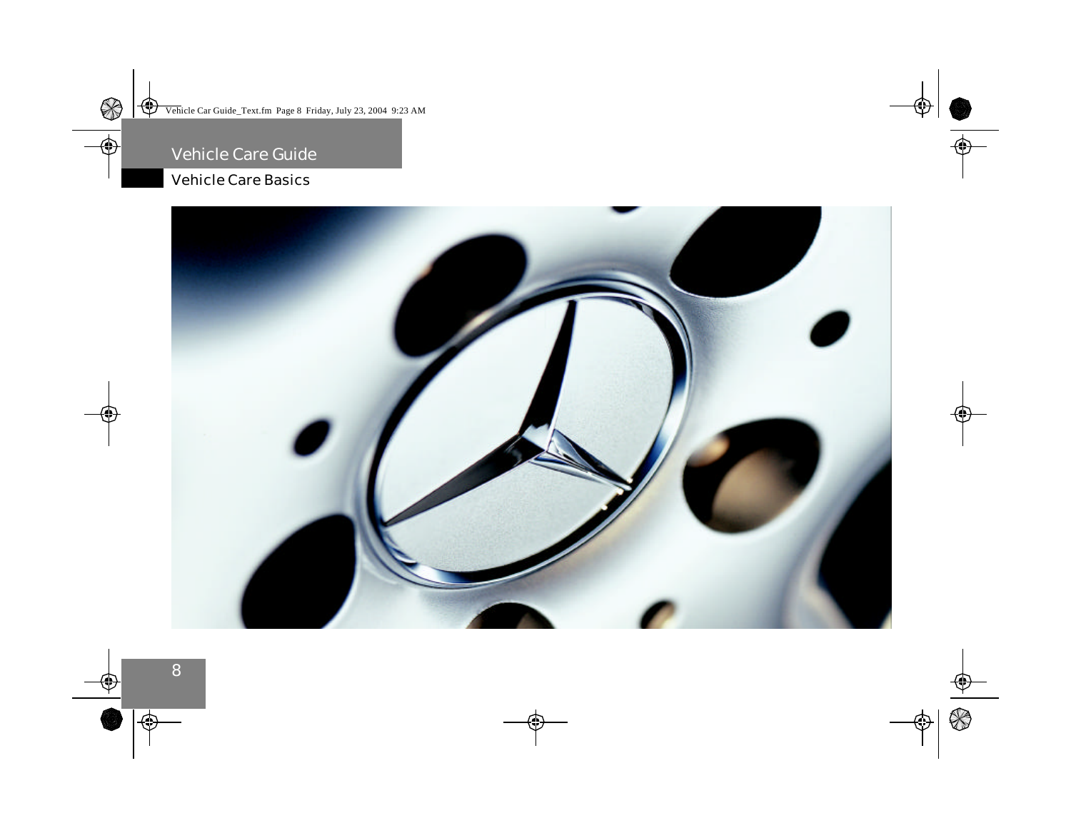# Vehicle Care Guide

## Vehicle Care Basics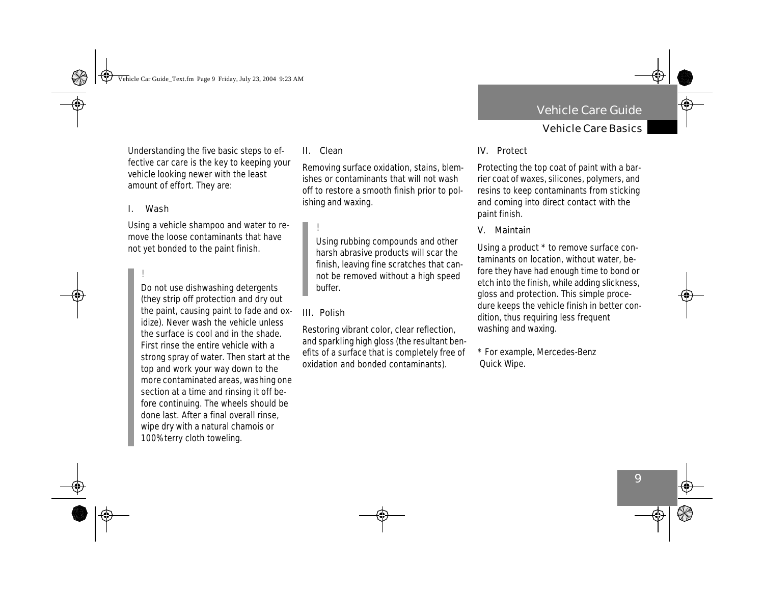Understanding the five basic steps to effective car care is the key to keeping your vehicle looking newer with the least amount of effort. They are:

## I. Wash

Using a vehicle shampoo and water to remove the loose contaminants that have not yet bonded to the paint finish.

> !
>
> Do not use dishwashing detergents (they strip off protection and dry out the paint, causing paint to fade and oxidize). Never wash the vehicle unless the surface is cool and in the shade. First rinse the entire vehicle with a strong spray of water. Then start at the top and work your way down to the more contaminated areas, washing one section at a time and rinsing it off before continuing. The wheels should be done last. After a final overall rinse, wipe dry with a natural chamois or 100% terry cloth toweling.

## II. Clean

Removing surface oxidation, stains, blemishes or contaminants that will not wash off to restore a smooth finish prior to polishing and waxing.

> !
>
> Using rubbing compounds and other harsh abrasive products will scar the finish, leaving fine scratches that cannot be removed without a high speed buffer.

## III. Polish

Restoring vibrant color, clear reflection, and sparkling high gloss (the resultant benefits of a surface that is completely free of oxidation and bonded contaminants).

## IV. Protect

Protecting the top coat of paint with a barrier coat of waxes, silicones, polymers, and resins to keep contaminants from sticking and coming into direct contact with the paint finish.

## V. Maintain

Using a product * to remove surface contaminants on location, without water, before they have had enough time to bond or etch into the finish, while adding slickness, gloss and protection. This simple procedure keeps the vehicle finish in better condition, thus requiring less frequent washing and waxing.

* For example, Mercedes-Benz Quick Wipe.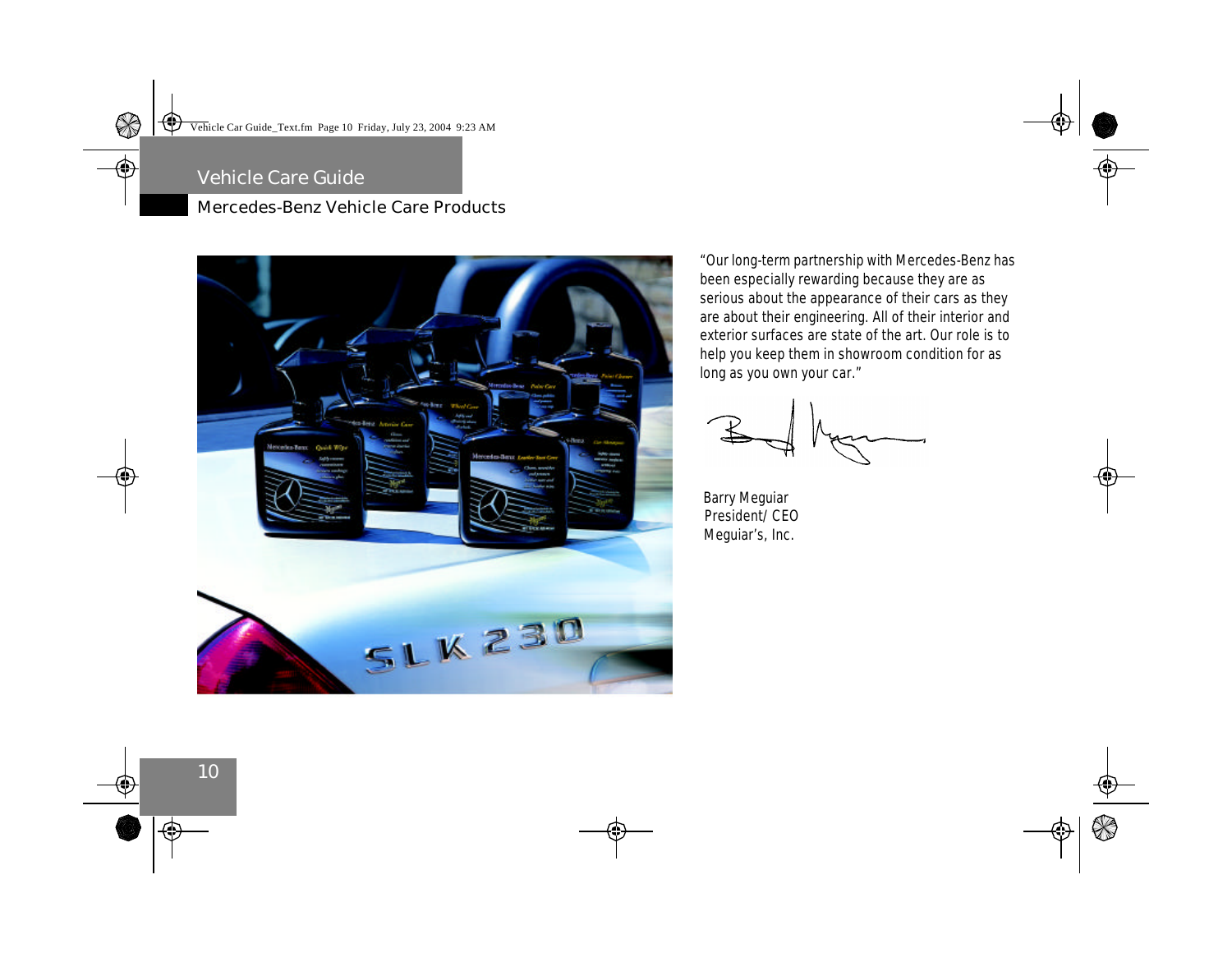# Vehicle Care Guide

## Mercedes-Benz Vehicle Care Products

"Our long-term partnership with Mercedes-Benz has been especially rewarding because they are as serious about the appearance of their cars as they are about their engineering. All of their interior and exterior surfaces are state of the art. Our role is to help you keep them in showroom condition for as long as you own your car."

Barry Meguiar
President/ CEO
Meguiar's, Inc.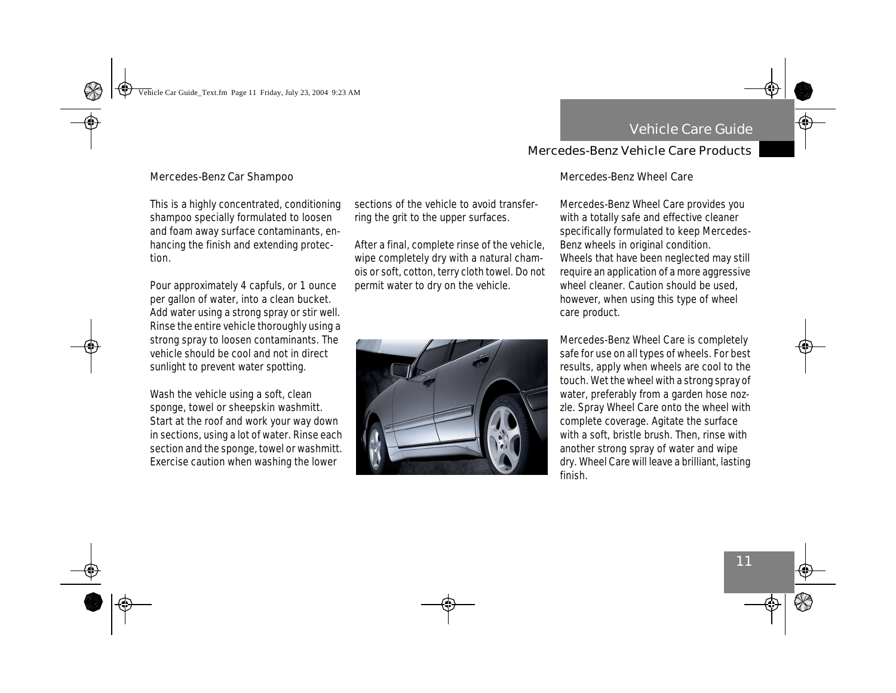## Mercedes-Benz Car Shampoo

This is a highly concentrated, conditioning shampoo specially formulated to loosen and foam away surface contaminants, enhancing the finish and extending protection.

Pour approximately 4 capfuls, or 1 ounce per gallon of water, into a clean bucket. Add water using a strong spray or stir well. Rinse the entire vehicle thoroughly using a strong spray to loosen contaminants. The vehicle should be cool and not in direct sunlight to prevent water spotting.

Wash the vehicle using a soft, clean sponge, towel or sheepskin washmitt. Start at the roof and work your way down in sections, using a lot of water. Rinse each section and the sponge, towel or washmitt. Exercise caution when washing the lower sections of the vehicle to avoid transferring the grit to the upper surfaces.

After a final, complete rinse of the vehicle, wipe completely dry with a natural chamois or soft, cotton, terry cloth towel. Do not permit water to dry on the vehicle.

## Mercedes-Benz Wheel Care

Mercedes-Benz Wheel Care provides you with a totally safe and effective cleaner specifically formulated to keep Mercedes-Benz wheels in original condition. Wheels that have been neglected may still require an application of a more aggressive wheel cleaner. Caution should be used, however, when using this type of wheel care product.

Mercedes-Benz Wheel Care is completely safe for use on all types of wheels. For best results, apply when wheels are cool to the touch. Wet the wheel with a strong spray of water, preferably from a garden hose nozzle. Spray Wheel Care onto the wheel with complete coverage. Agitate the surface with a soft, bristle brush. Then, rinse with another strong spray of water and wipe dry. Wheel Care will leave a brilliant, lasting finish.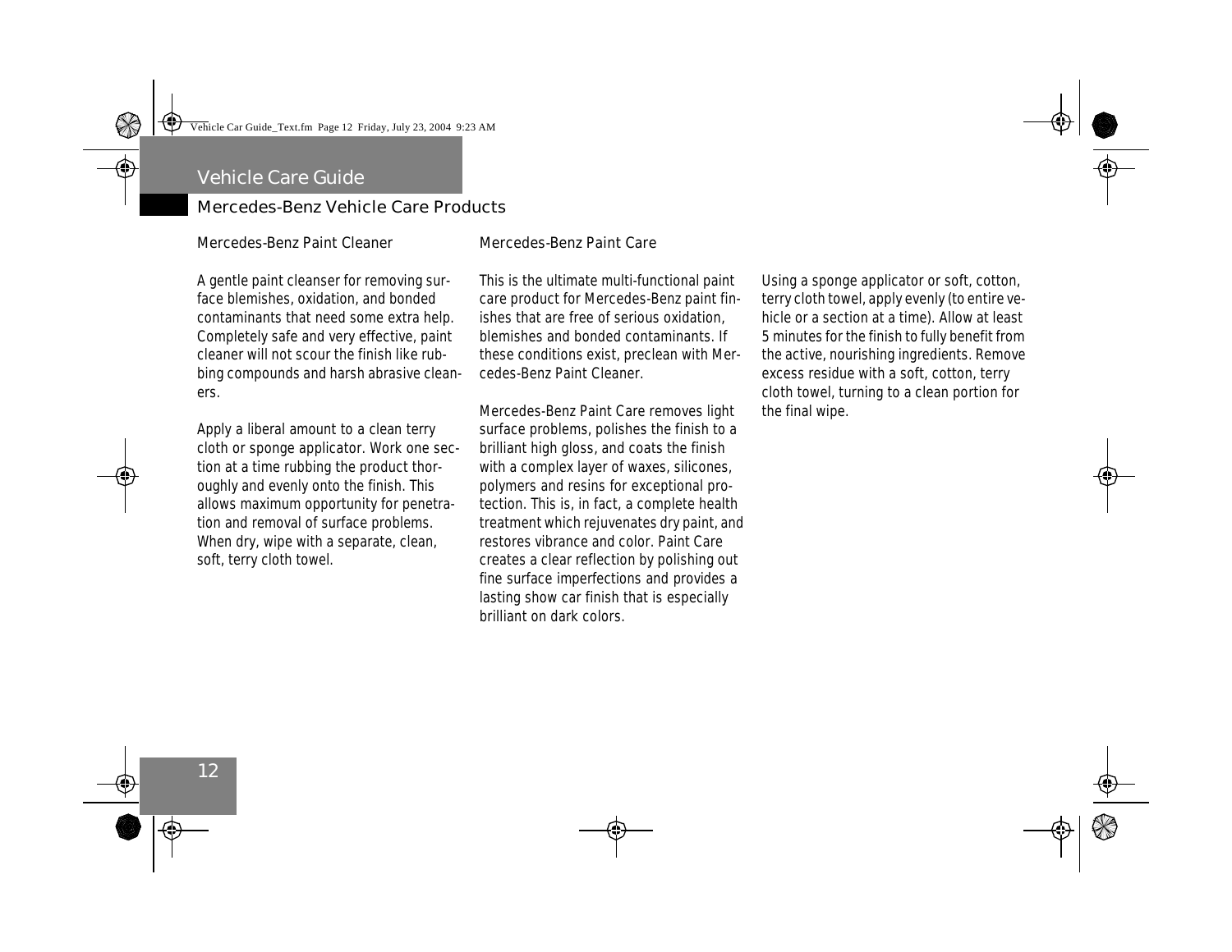## Mercedes-Benz Vehicle Care Products

### Mercedes-Benz Paint Cleaner

A gentle paint cleanser for removing surface blemishes, oxidation, and bonded contaminants that need some extra help. Completely safe and very effective, paint cleaner will not scour the finish like rubbing compounds and harsh abrasive cleaners.

Apply a liberal amount to a clean terry cloth or sponge applicator. Work one section at a time rubbing the product thoroughly and evenly onto the finish. This allows maximum opportunity for penetration and removal of surface problems. When dry, wipe with a separate, clean, soft, terry cloth towel.

### Mercedes-Benz Paint Care

This is the ultimate multi-functional paint care product for Mercedes-Benz paint finishes that are free of serious oxidation, blemishes and bonded contaminants. If these conditions exist, preclean with Mercedes-Benz Paint Cleaner.

Mercedes-Benz Paint Care removes light surface problems, polishes the finish to a brilliant high gloss, and coats the finish with a complex layer of waxes, silicones, polymers and resins for exceptional protection. This is, in fact, a complete health treatment which rejuvenates dry paint, and restores vibrance and color. Paint Care creates a clear reflection by polishing out fine surface imperfections and provides a lasting show car finish that is especially brilliant on dark colors.

Using a sponge applicator or soft, cotton, terry cloth towel, apply evenly (to entire vehicle or a section at a time). Allow at least 5 minutes for the finish to fully benefit from the active, nourishing ingredients. Remove excess residue with a soft, cotton, terry cloth towel, turning to a clean portion for the final wipe.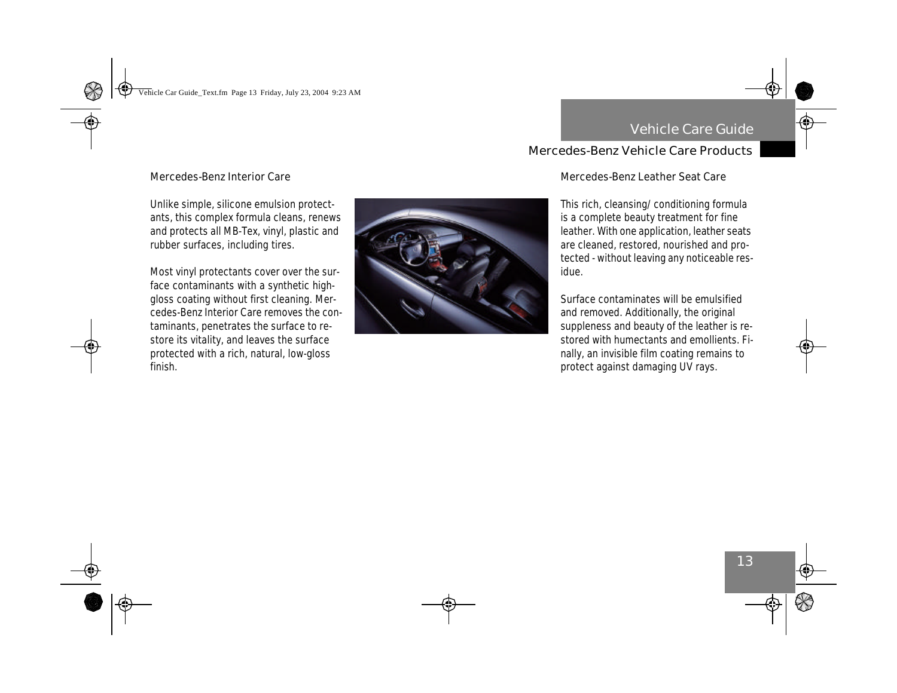## Mercedes-Benz Vehicle Care Products

### Mercedes-Benz Interior Care

Unlike simple, silicone emulsion protectants, this complex formula cleans, renews and protects all MB-Tex, vinyl, plastic and rubber surfaces, including tires.

Most vinyl protectants cover over the surface contaminants with a synthetic high-gloss coating without first cleaning. Mercedes-Benz Interior Care removes the contaminants, penetrates the surface to restore its vitality, and leaves the surface protected with a rich, natural, low-gloss finish.

### Mercedes-Benz Leather Seat Care

This rich, cleansing/ conditioning formula is a complete beauty treatment for fine leather. With one application, leather seats are cleaned, restored, nourished and protected - without leaving any noticeable residue.

Surface contaminates will be emulsified and removed. Additionally, the original suppleness and beauty of the leather is restored with humectants and emollients. Finally, an invisible film coating remains to protect against damaging UV rays.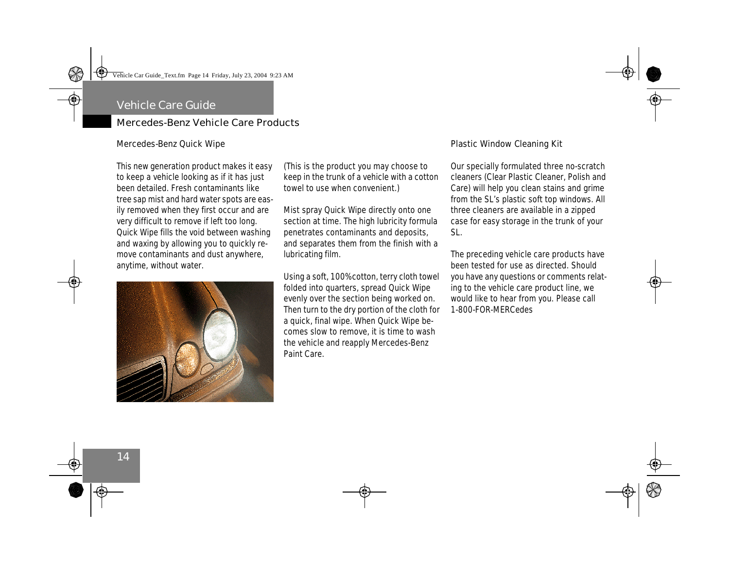# Vehicle Care Guide

## Mercedes-Benz Vehicle Care Products

### Mercedes-Benz Quick Wipe

This new generation product makes it easy to keep a vehicle looking as if it has just been detailed. Fresh contaminants like tree sap mist and hard water spots are easily removed when they first occur and are very difficult to remove if left too long. Quick Wipe fills the void between washing and waxing by allowing you to quickly remove contaminants and dust anywhere, anytime, without water.

(This is the product you may choose to keep in the trunk of a vehicle with a cotton towel to use when convenient.)

Mist spray Quick Wipe directly onto one section at time. The high lubricity formula penetrates contaminants and deposits, and separates them from the finish with a lubricating film.

Using a soft, 100%cotton, terry cloth towel folded into quarters, spread Quick Wipe evenly over the section being worked on. Then turn to the dry portion of the cloth for a quick, final wipe. When Quick Wipe becomes slow to remove, it is time to wash the vehicle and reapply Mercedes-Benz Paint Care.

### Plastic Window Cleaning Kit

Our specially formulated three no-scratch cleaners (Clear Plastic Cleaner, Polish and Care) will help you clean stains and grime from the SL's plastic soft top windows. All three cleaners are available in a zipped case for easy storage in the trunk of your SL.

The preceding vehicle care products have been tested for use as directed. Should you have any questions or comments relating to the vehicle care product line, we would like to hear from you. Please call 1-800-FOR-MERCedes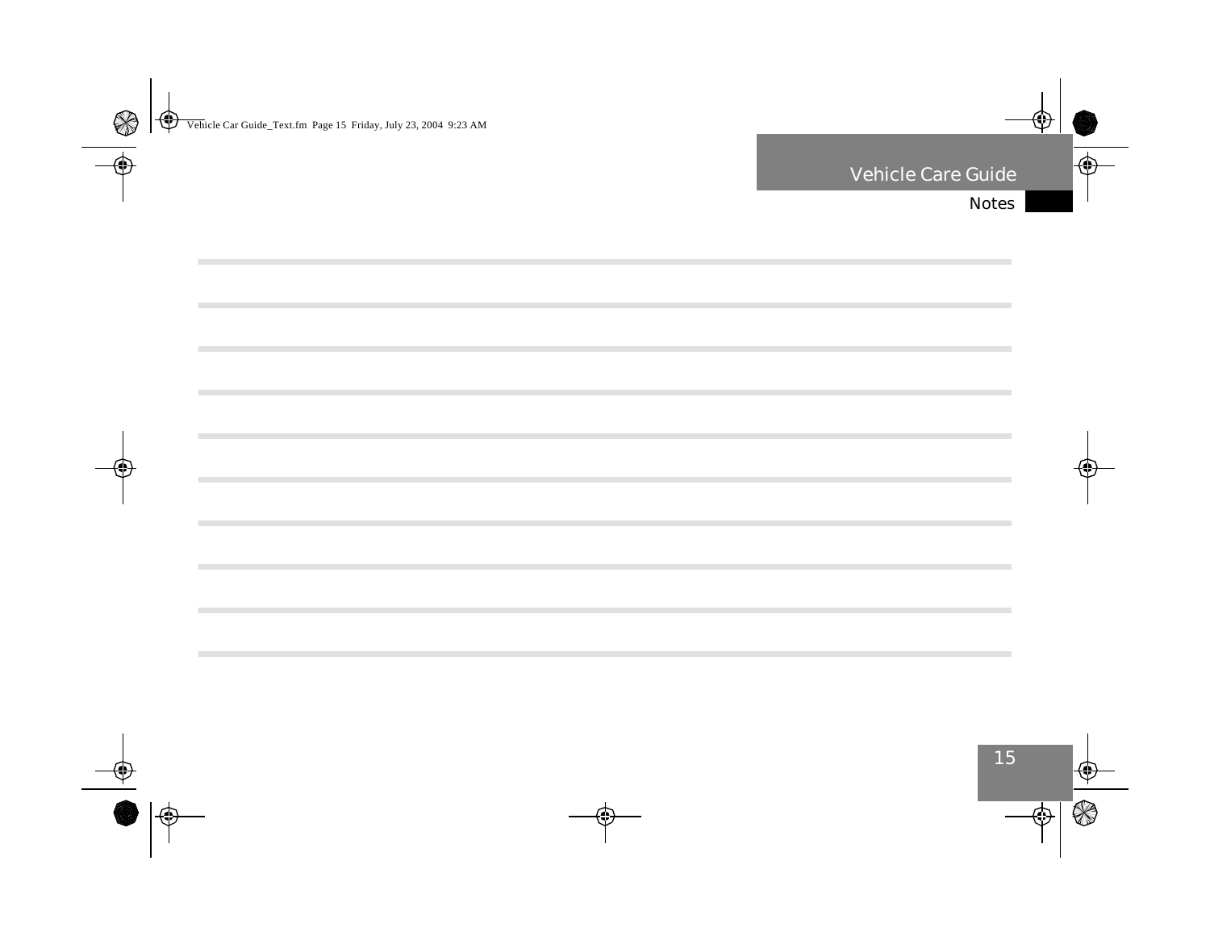# Notes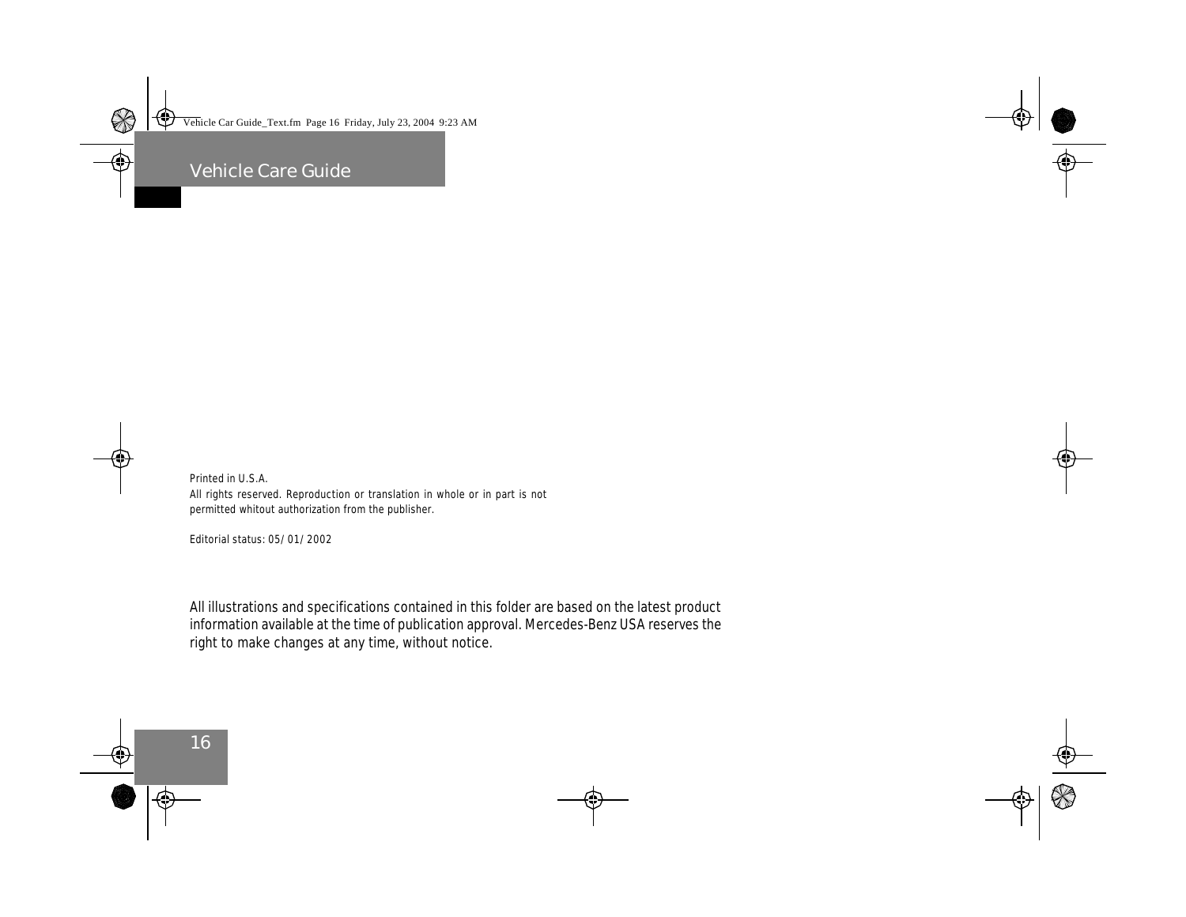Printed in U.S.A.
All rights reserved. Reproduction or translation in whole or in part is not permitted whitout authorization from the publisher.

Editorial status: 05/01/2002

All illustrations and specifications contained in this folder are based on the latest product information available at the time of publication approval. Mercedes-Benz USA reserves the right to make changes at any time, without notice.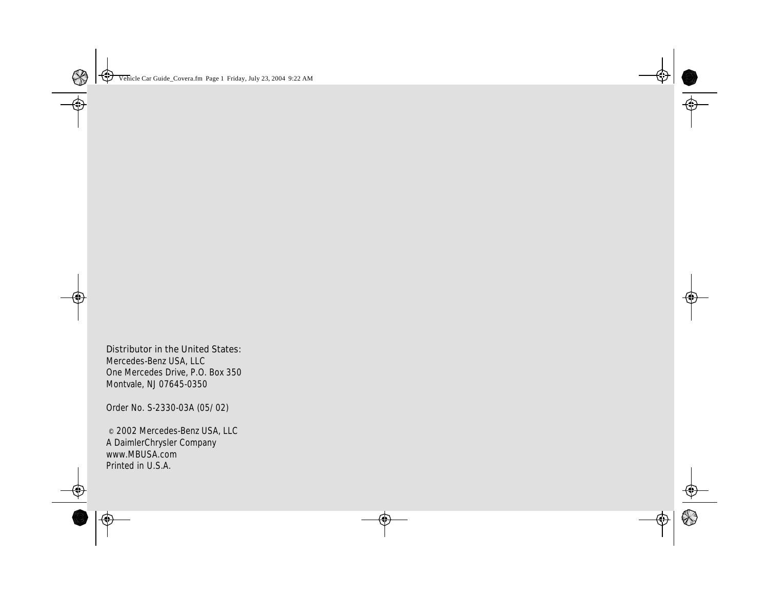Distributor in the United States:
Mercedes-Benz USA, LLC
One Mercedes Drive, P.O. Box 350
Montvale, NJ 07645-0350

Order No. S-2330-03A (05/02)

© 2002 Mercedes-Benz USA, LLC
A DaimlerChrysler Company
www.MBUSA.com
Printed in U.S.A.